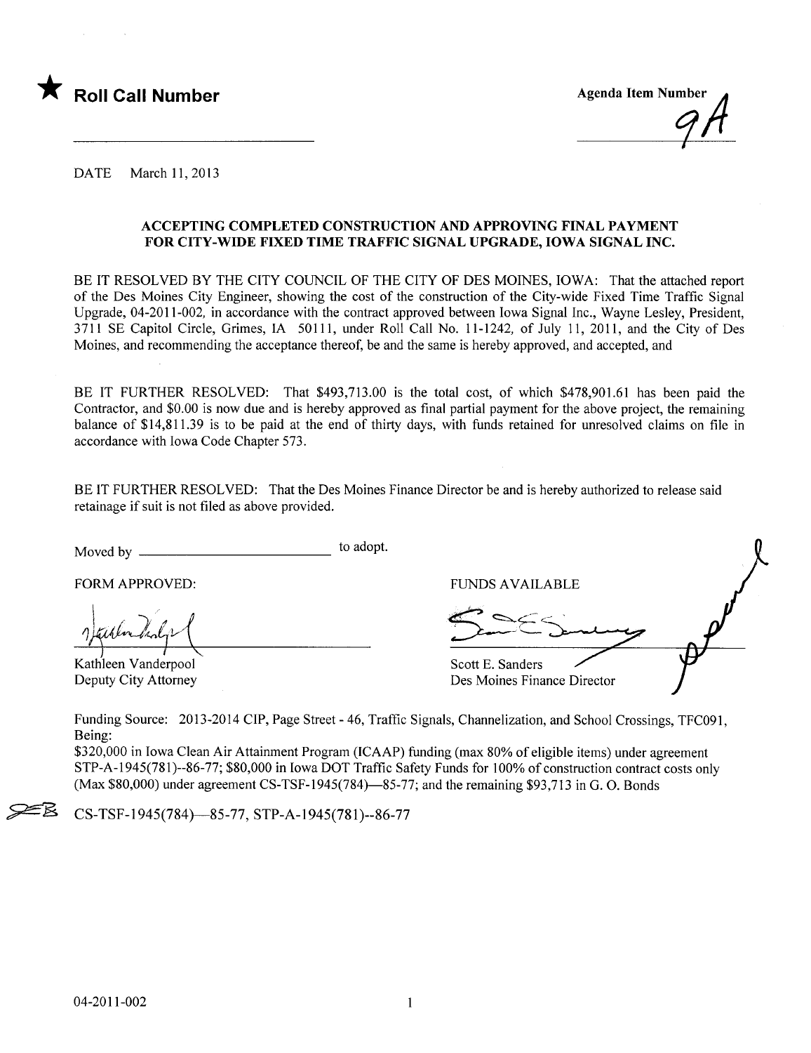★ **Roll Call Number**

Agenda Item Number 9A

DATE March 11, 2013

**ACCEPTING COMPLETED CONSTRUCTION AND APPROVING FINAL PAYMENT FOR CITY-WIDE FIXED TIME TRAFFIC SIGNAL UPGRADE, IOWA SIGNAL INC.**

BE IT RESOLVED BY THE CITY COUNCIL OF THE CITY OF DES MOINES, IOWA: That the attached report of the Des Moines City Engineer, showing the cost of the construction of the City-wide Fixed Time Traffic Signal Upgrade, 04-2011-002, in accordance with the contract approved between Iowa Signal Inc., Wayne Lesley, President, 3711 SE Capitol Circle, Grimes, IA 50111, under Roll Call No. 11-1242, of July 11, 2011, and the City of Des Moines, and recommending the acceptance thereof, be and the same is hereby approved, and accepted, and

BE IT FURTHER RESOLVED: That $493,713.00 is the total cost, of which $478,901.61 has been paid the Contractor, and $0.00 is now due and is hereby approved as final partial payment for the above project, the remaining balance of $14,811.39 is to be paid at the end of thirty days, with funds retained for unresolved claims on file in accordance with Iowa Code Chapter 573.

BE IT FURTHER RESOLVED: That the Des Moines Finance Director be and is hereby authorized to release said retainage if suit is not filed as above provided.

Moved by ______________________ to adopt.

FORM APPROVED:

Kathleen Vanderpool
Deputy City Attorney

FUNDS AVAILABLE

Scott E. Sanders
Des Moines Finance Director

Funding Source: 2013-2014 CIP, Page Street - 46, Traffic Signals, Channelization, and School Crossings, TFC091, Being:
$320,000 in Iowa Clean Air Attainment Program (ICAAP) funding (max 80% of eligible items) under agreement STP-A-1945(781)--86-77; $80,000 in Iowa DOT Traffic Safety Funds for 100% of construction contract costs only (Max $80,000) under agreement CS-TSF-1945(784)—85-77; and the remaining $93,713 in G. O. Bonds

CS-TSF-1945(784)—85-77, STP-A-1945(781)--86-77

04-2011-002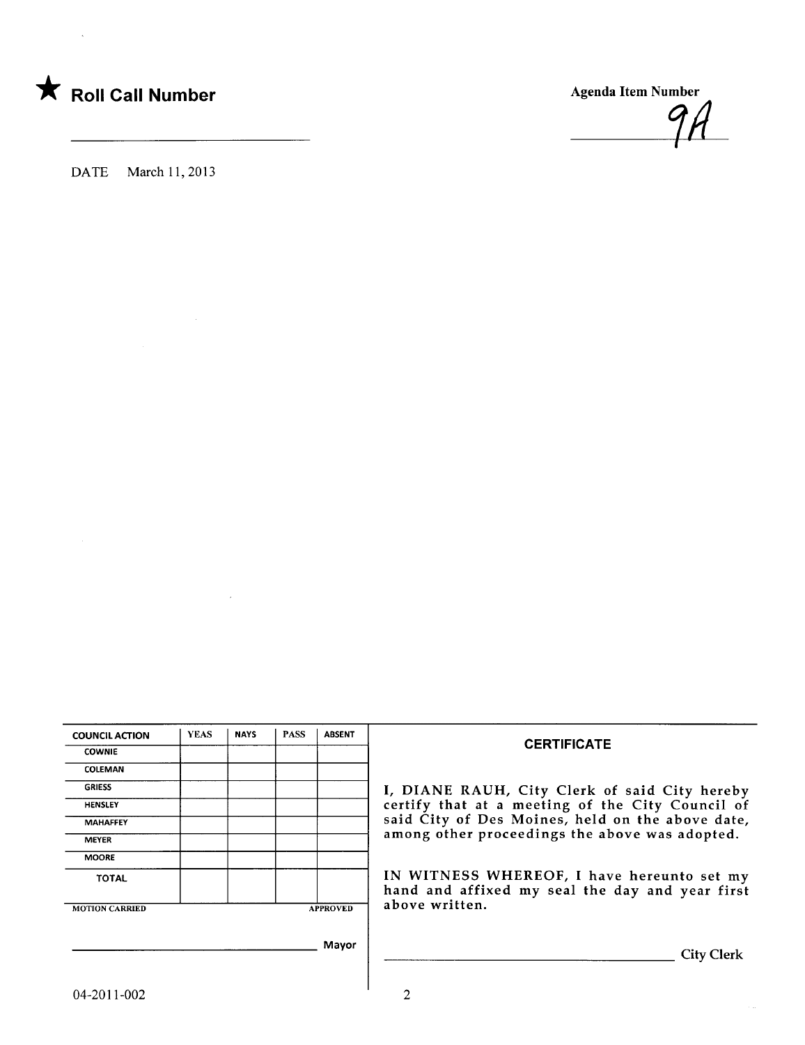★ **Roll Call Number**

\_\_\_\_\_\_\_\_\_\_\_\_\_\_\_\_\_\_\_\_\_\_\_\_\_\_\_\_\_\_

Agenda Item Number

9A

DATE March 11, 2013

| COUNCIL ACTION | YEAS | NAYS | PASS | ABSENT |
|---|---|---|---|---|
| COWNIE | | | | |
| COLEMAN | | | | |
| GRIESS | | | | |
| HENSLEY | | | | |
| MAHAFFEY | | | | |
| MEYER | | | | |
| MOORE | | | | |
| TOTAL | | | | |

MOTION CARRIED APPROVED

\_\_\_\_\_\_\_\_\_\_\_\_\_\_\_\_\_\_\_\_\_\_\_\_\_\_\_\_\_\_ Mayor

**CERTIFICATE**

I, DIANE RAUH, City Clerk of said City hereby certify that at a meeting of the City Council of said City of Des Moines, held on the above date, among other proceedings the above was adopted.

IN WITNESS WHEREOF, I have hereunto set my hand and affixed my seal the day and year first above written.

\_\_\_\_\_\_\_\_\_\_\_\_\_\_\_\_\_\_\_\_\_\_\_\_\_\_\_\_\_\_ City Clerk

04-2011-002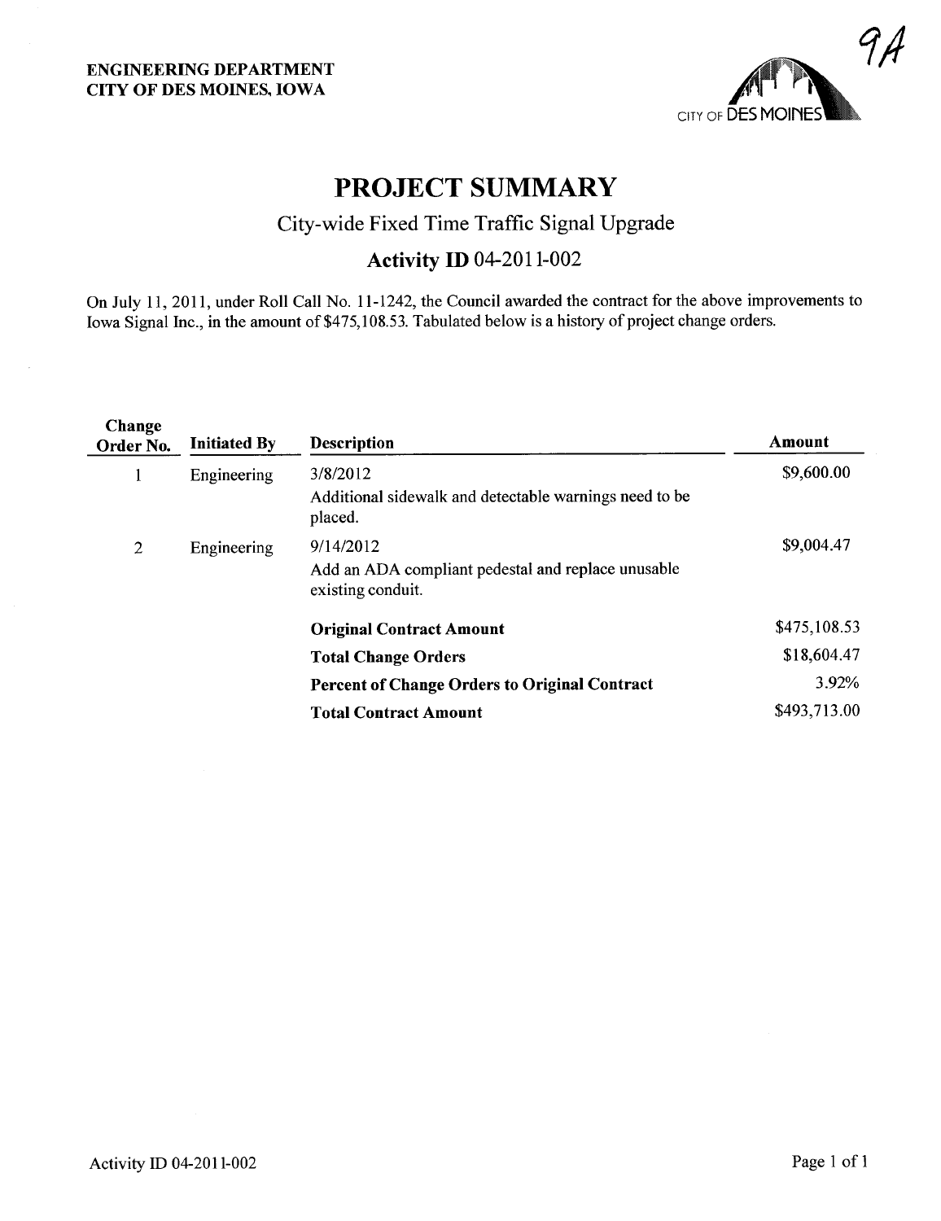**ENGINEERING DEPARTMENT**
**CITY OF DES MOINES, IOWA**

9A

CITY OF DES MOINES

# PROJECT SUMMARY

## City-wide Fixed Time Traffic Signal Upgrade

### Activity ID 04-2011-002

On July 11, 2011, under Roll Call No. 11-1242, the Council awarded the contract for the above improvements to Iowa Signal Inc., in the amount of $475,108.53. Tabulated below is a history of project change orders.

| Change Order No. | Initiated By | Description | Amount |
|---|---|---|---|
| 1 | Engineering | 3/8/2012<br>Additional sidewalk and detectable warnings need to be placed. | $9,600.00 |
| 2 | Engineering | 9/14/2012<br>Add an ADA compliant pedestal and replace unusable existing conduit. | $9,004.47 |
| | | **Original Contract Amount** | $475,108.53 |
| | | **Total Change Orders** | $18,604.47 |
| | | **Percent of Change Orders to Original Contract** | 3.92% |
| | | **Total Contract Amount** | $493,713.00 |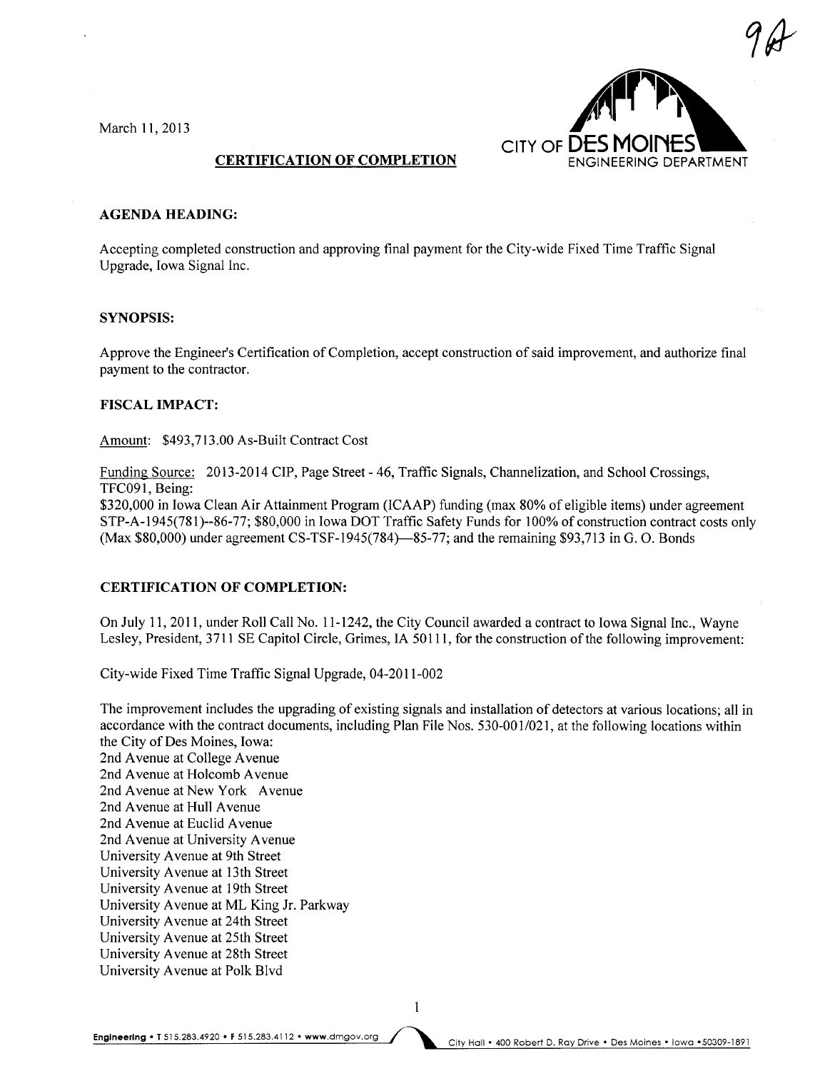9A

March 11, 2013

CITY OF DES MOINES
ENGINEERING DEPARTMENT

**CERTIFICATION OF COMPLETION**

**AGENDA HEADING:**

Accepting completed construction and approving final payment for the City-wide Fixed Time Traffic Signal Upgrade, Iowa Signal Inc.

**SYNOPSIS:**

Approve the Engineer's Certification of Completion, accept construction of said improvement, and authorize final payment to the contractor.

**FISCAL IMPACT:**

Amount: $493,713.00 As-Built Contract Cost

Funding Source: 2013-2014 CIP, Page Street - 46, Traffic Signals, Channelization, and School Crossings, TFC091, Being:
$320,000 in Iowa Clean Air Attainment Program (ICAAP) funding (max 80% of eligible items) under agreement STP-A-1945(781)--86-77; $80,000 in Iowa DOT Traffic Safety Funds for 100% of construction contract costs only (Max $80,000) under agreement CS-TSF-1945(784)—85-77; and the remaining $93,713 in G. O. Bonds

**CERTIFICATION OF COMPLETION:**

On July 11, 2011, under Roll Call No. 11-1242, the City Council awarded a contract to Iowa Signal Inc., Wayne Lesley, President, 3711 SE Capitol Circle, Grimes, IA 50111, for the construction of the following improvement:

City-wide Fixed Time Traffic Signal Upgrade, 04-2011-002

The improvement includes the upgrading of existing signals and installation of detectors at various locations; all in accordance with the contract documents, including Plan File Nos. 530-001/021, at the following locations within the City of Des Moines, Iowa:
2nd Avenue at College Avenue
2nd Avenue at Holcomb Avenue
2nd Avenue at New York Avenue
2nd Avenue at Hull Avenue
2nd Avenue at Euclid Avenue
2nd Avenue at University Avenue
University Avenue at 9th Street
University Avenue at 13th Street
University Avenue at 19th Street
University Avenue at ML King Jr. Parkway
University Avenue at 24th Street
University Avenue at 25th Street
University Avenue at 28th Street
University Avenue at Polk Blvd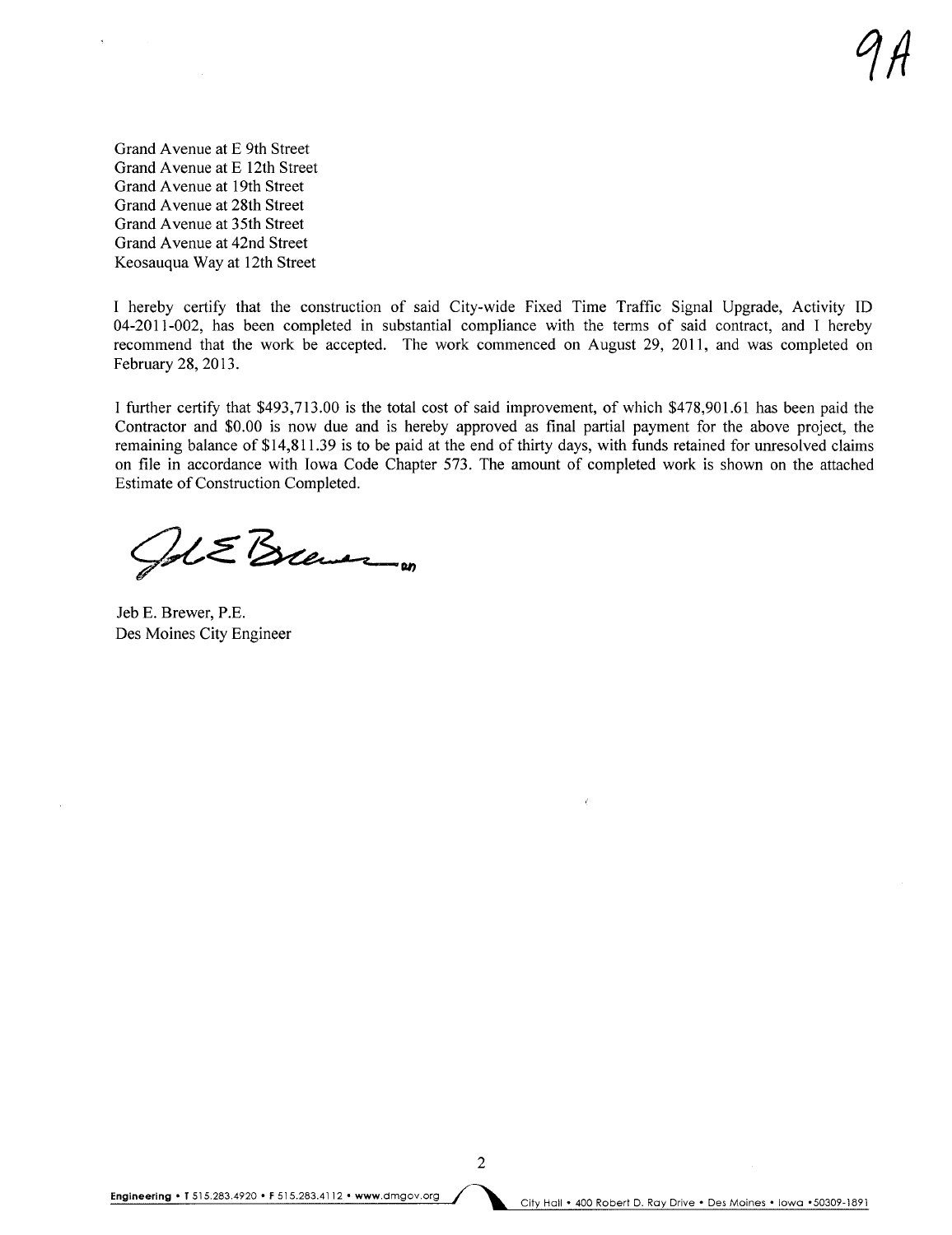9A

Grand Avenue at E 9th Street
Grand Avenue at E 12th Street
Grand Avenue at 19th Street
Grand Avenue at 28th Street
Grand Avenue at 35th Street
Grand Avenue at 42nd Street
Keosauqua Way at 12th Street

I hereby certify that the construction of said City-wide Fixed Time Traffic Signal Upgrade, Activity ID 04-2011-002, has been completed in substantial compliance with the terms of said contract, and I hereby recommend that the work be accepted. The work commenced on August 29, 2011, and was completed on February 28, 2013.

I further certify that $493,713.00 is the total cost of said improvement, of which $478,901.61 has been paid the Contractor and $0.00 is now due and is hereby approved as final partial payment for the above project, the remaining balance of $14,811.39 is to be paid at the end of thirty days, with funds retained for unresolved claims on file in accordance with Iowa Code Chapter 573. The amount of completed work is shown on the attached Estimate of Construction Completed.

Jeb E. Brewer, P.E.
Des Moines City Engineer

**Engineering** • T 515.283.4920 • F 515.283.4112 • www.dmgov.org City Hall • 400 Robert D. Ray Drive • Des Moines • Iowa • 50309-1891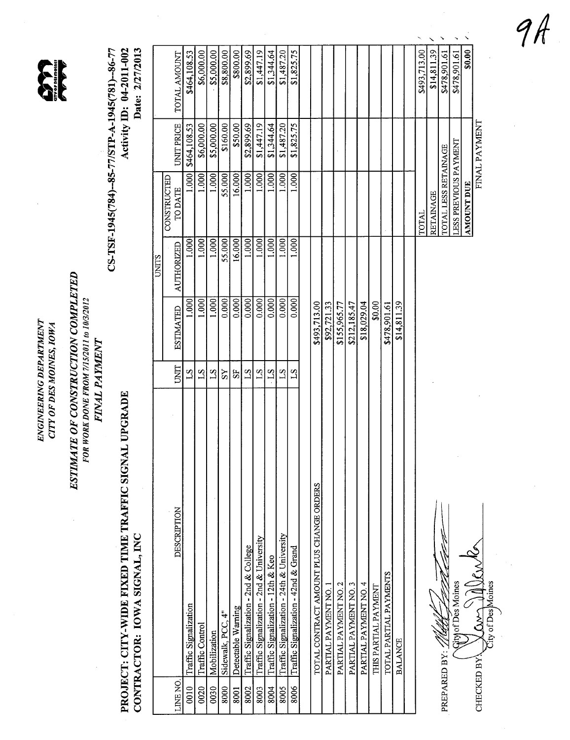9A

ENGINEERING DEPARTMENT
CITY OF DES MOINES, IOWA

## ESTIMATE OF CONSTRUCTION COMPLETED

*FOR WORK DONE FROM 7/15/2011 to 10/3/2012*

*FINAL PAYMENT*

**PROJECT: CITY-WIDE FIXED TIME TRAFFIC SIGNAL UPGRADE**
**CONTRACTOR: IOWA SIGNAL, INC**

**CS-TSF-1945(784)--85-77/STP-A-1945(781)--86-77**
**Activity ID: 04-2011-002**
**Date: 2/27/2013**

| LINE NO. | DESCRIPTION | UNIT | UNITS | | | UNIT PRICE | TOTAL AMOUNT |
|---|---|---|---|---|---|---|---|
| | | | ESTIMATED | AUTHORIZED | CONSTRUCTED TO DATE | | |
| 0010 | Traffic Signalization | LS | 1.000 | 1.000 | 1.000 | $464,108.53 | $464,108.53 |
| 0020 | Traffic Control | LS | 1.000 | 1.000 | 1.000 | $6,000.00 | $6,000.00 |
| 0030 | Mobilization | LS | 1.000 | 1.000 | 1.000 | $5,000.00 | $5,000.00 |
| 8000 | Sidewalk, PCC, 4" | SY | 0.000 | 55.000 | 55.000 | $160.00 | $8,800.00 |
| 8001 | Detectable Warning | SF | 0.000 | 16.000 | 16.000 | $50.00 | $800.00 |
| 8002 | Traffic Signalization - 2nd & College | LS | 0.000 | 1.000 | 1.000 | $2,899.69 | $2,899.69 |
| 8003 | Traffic Signalization - 2nd & University | LS | 0.000 | 1.000 | 1.000 | $1,447.19 | $1,447.19 |
| 8004 | Traffic Signalization - 12th & Keo | LS | 0.000 | 1.000 | 1.000 | $1,344.64 | $1,344.64 |
| 8005 | Traffic Signalization - 24th & University | LS | 0.000 | 1.000 | 1.000 | $1,487.20 | $1,487.20 |
| 8006 | Traffic Signalization - 42nd & Grand | LS | 0.000 | 1.000 | 1.000 | $1,825.75 | $1,825.75 |

| | |
|---|---|
| TOTAL CONTRACT AMOUNT PLUS CHANGE ORDERS | $493,713.00 |
| PARTIAL PAYMENT NO. 1 | $92,721.33 |
| PARTIAL PAYMENT NO. 2 | $155,965.77 |
| PARTIAL PAYMENT NO. 3 | $212,185.47 |
| PARTIAL PAYMENT NO. 4 | $18,029.04 |
| THIS PARTIAL PAYMENT | $0.00 |
| TOTAL PARTIAL PAYMENTS | $478,901.61 |
| BALANCE | $14,811.39 |

| | |
|---|---|
| TOTAL | $493,713.00 |
| RETAINAGE | $14,811.39 |
| TOTAL LESS RETAINAGE | $478,901.61 |
| LESS PREVIOUS PAYMENT | $478,901.61 |
| AMOUNT DUE | $0.00 |

FINAL PAYMENT

PREPARED BY: _______________
City of Des Moines

CHECKED BY: _______________
City of Des Moines